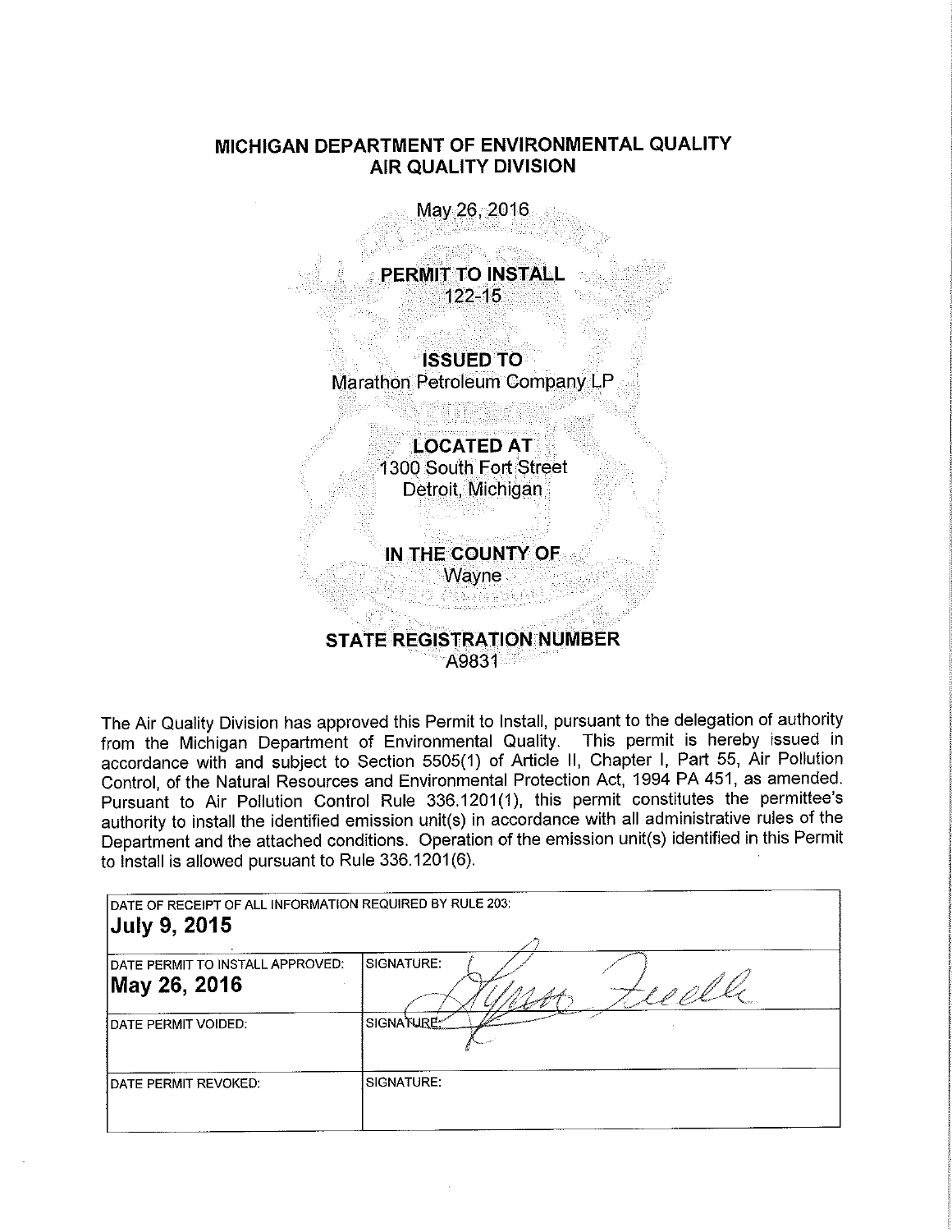# MICHIGAN DEPARTMENT OF ENVIRONMENTAL QUALITY
## AIR QUALITY DIVISION

May 26, 2016

**PERMIT TO INSTALL**
122-15

**ISSUED TO**
Marathon Petroleum Company LP

**LOCATED AT**
1300 South Fort Street
Detroit, Michigan

**IN THE COUNTY OF**
Wayne

**STATE REGISTRATION NUMBER**
A9831

The Air Quality Division has approved this Permit to Install, pursuant to the delegation of authority from the Michigan Department of Environmental Quality. This permit is hereby issued in accordance with and subject to Section 5505(1) of Article II, Chapter I, Part 55, Air Pollution Control, of the Natural Resources and Environmental Protection Act, 1994 PA 451, as amended. Pursuant to Air Pollution Control Rule 336.1201(1), this permit constitutes the permittee's authority to install the identified emission unit(s) in accordance with all administrative rules of the Department and the attached conditions. Operation of the emission unit(s) identified in this Permit to Install is allowed pursuant to Rule 336.1201(6).

| DATE OF RECEIPT OF ALL INFORMATION REQUIRED BY RULE 203: **July 9, 2015** | |
|---|---|
| DATE PERMIT TO INSTALL APPROVED: **May 26, 2016** | SIGNATURE: Lynn Fiedler |
| DATE PERMIT VOIDED: | SIGNATURE: |
| DATE PERMIT REVOKED: | SIGNATURE: |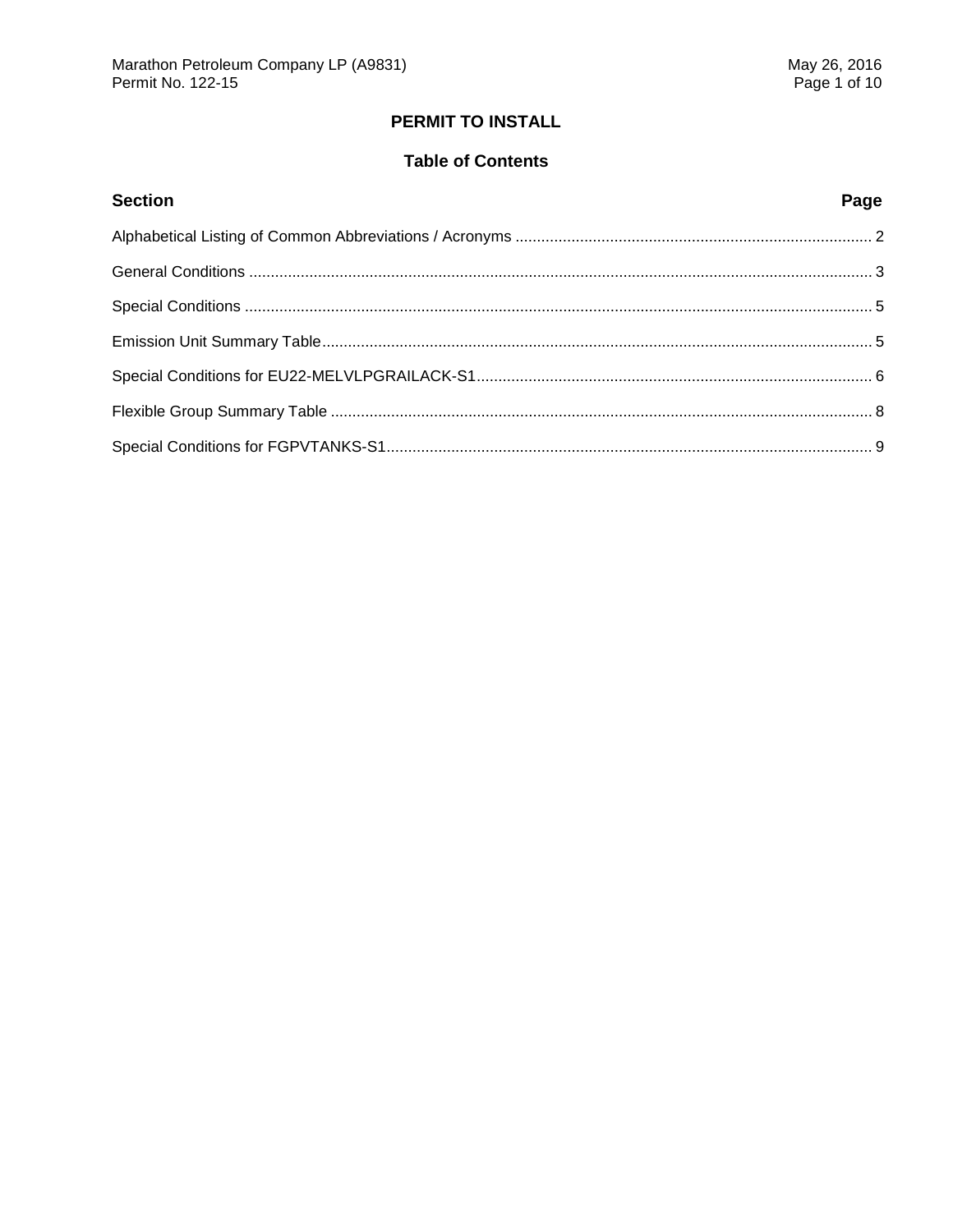# PERMIT TO INSTALL

## Table of Contents

| Section | Page |
|---|---|
| Alphabetical Listing of Common Abbreviations / Acronyms | 2 |
| General Conditions | 3 |
| Special Conditions | 5 |
| Emission Unit Summary Table | 5 |
| Special Conditions for EU22-MELVLPGRAILACK-S1 | 6 |
| Flexible Group Summary Table | 8 |
| Special Conditions for FGPVTANKS-S1 | 9 |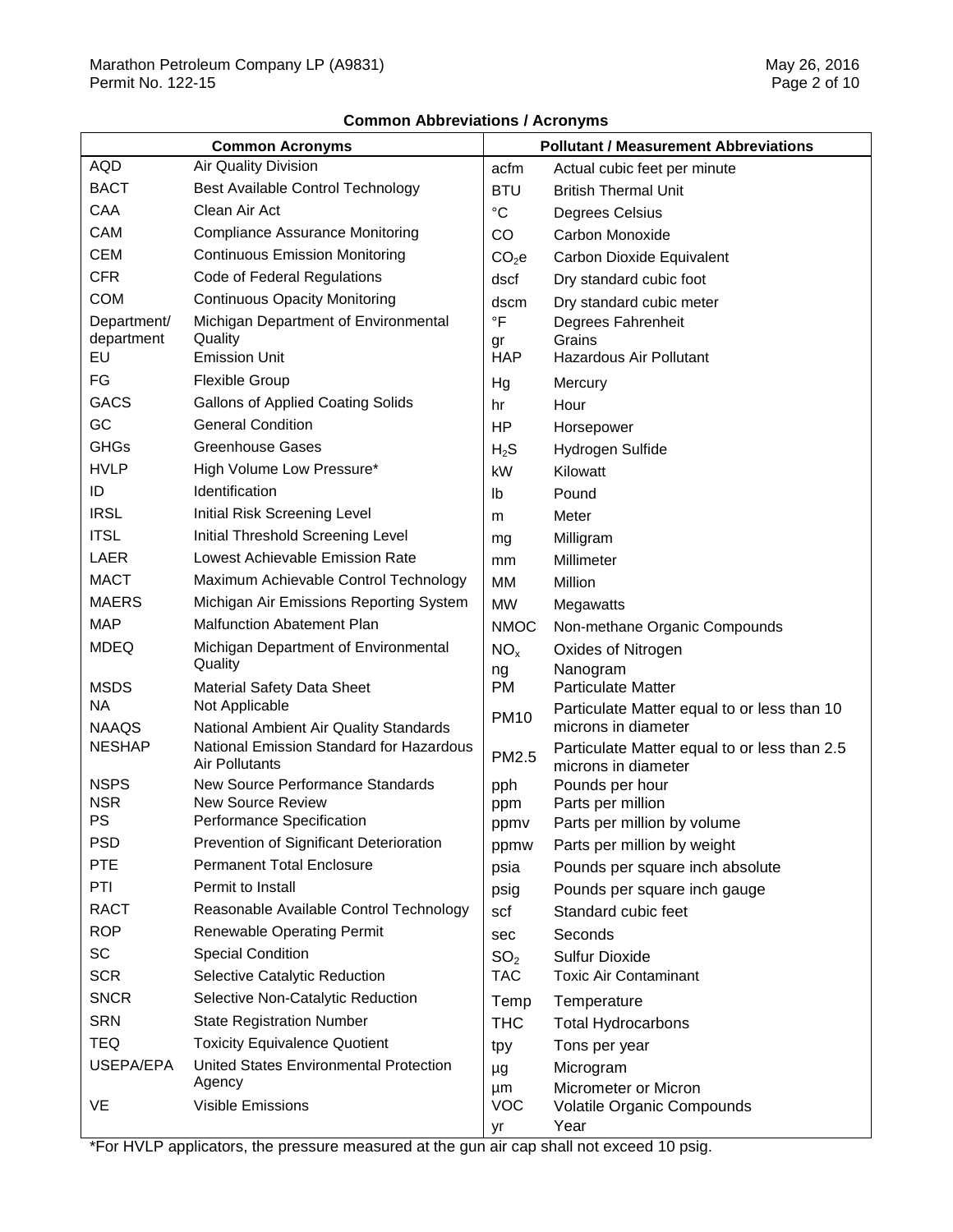**Common Abbreviations / Acronyms**

| Common Acronyms | | Pollutant / Measurement Abbreviations | |
|---|---|---|---|
| AQD | Air Quality Division | acfm | Actual cubic feet per minute |
| BACT | Best Available Control Technology | BTU | British Thermal Unit |
| CAA | Clean Air Act | °C | Degrees Celsius |
| CAM | Compliance Assurance Monitoring | CO | Carbon Monoxide |
| CEM | Continuous Emission Monitoring | $CO_2e$ | Carbon Dioxide Equivalent |
| CFR | Code of Federal Regulations | dscf | Dry standard cubic foot |
| COM | Continuous Opacity Monitoring | dscm | Dry standard cubic meter |
| Department/ department | Michigan Department of Environmental Quality | °F | Degrees Fahrenheit |
| | | gr | Grains |
| EU | Emission Unit | HAP | Hazardous Air Pollutant |
| FG | Flexible Group | Hg | Mercury |
| GACS | Gallons of Applied Coating Solids | hr | Hour |
| GC | General Condition | HP | Horsepower |
| GHGs | Greenhouse Gases | $H_2S$ | Hydrogen Sulfide |
| HVLP | High Volume Low Pressure* | kW | Kilowatt |
| ID | Identification | lb | Pound |
| IRSL | Initial Risk Screening Level | m | Meter |
| ITSL | Initial Threshold Screening Level | mg | Milligram |
| LAER | Lowest Achievable Emission Rate | mm | Millimeter |
| MACT | Maximum Achievable Control Technology | MM | Million |
| MAERS | Michigan Air Emissions Reporting System | MW | Megawatts |
| MAP | Malfunction Abatement Plan | NMOC | Non-methane Organic Compounds |
| MDEQ | Michigan Department of Environmental Quality | $NO_x$ | Oxides of Nitrogen |
| | | ng | Nanogram |
| MSDS | Material Safety Data Sheet | PM | Particulate Matter |
| NA | Not Applicable | PM10 | Particulate Matter equal to or less than 10 microns in diameter |
| NAAQS | National Ambient Air Quality Standards | | |
| NESHAP | National Emission Standard for Hazardous Air Pollutants | PM2.5 | Particulate Matter equal to or less than 2.5 microns in diameter |
| NSPS | New Source Performance Standards | pph | Pounds per hour |
| NSR | New Source Review | ppm | Parts per million |
| PS | Performance Specification | ppmv | Parts per million by volume |
| PSD | Prevention of Significant Deterioration | ppmw | Parts per million by weight |
| PTE | Permanent Total Enclosure | psia | Pounds per square inch absolute |
| PTI | Permit to Install | psig | Pounds per square inch gauge |
| RACT | Reasonable Available Control Technology | scf | Standard cubic feet |
| ROP | Renewable Operating Permit | sec | Seconds |
| SC | Special Condition | $SO_2$ | Sulfur Dioxide |
| SCR | Selective Catalytic Reduction | TAC | Toxic Air Contaminant |
| SNCR | Selective Non-Catalytic Reduction | Temp | Temperature |
| SRN | State Registration Number | THC | Total Hydrocarbons |
| TEQ | Toxicity Equivalence Quotient | tpy | Tons per year |
| USEPA/EPA | United States Environmental Protection Agency | µg | Microgram |
| | | µm | Micrometer or Micron |
| VE | Visible Emissions | VOC | Volatile Organic Compounds |
| | | yr | Year |

*For HVLP applicators, the pressure measured at the gun air cap shall not exceed 10 psig.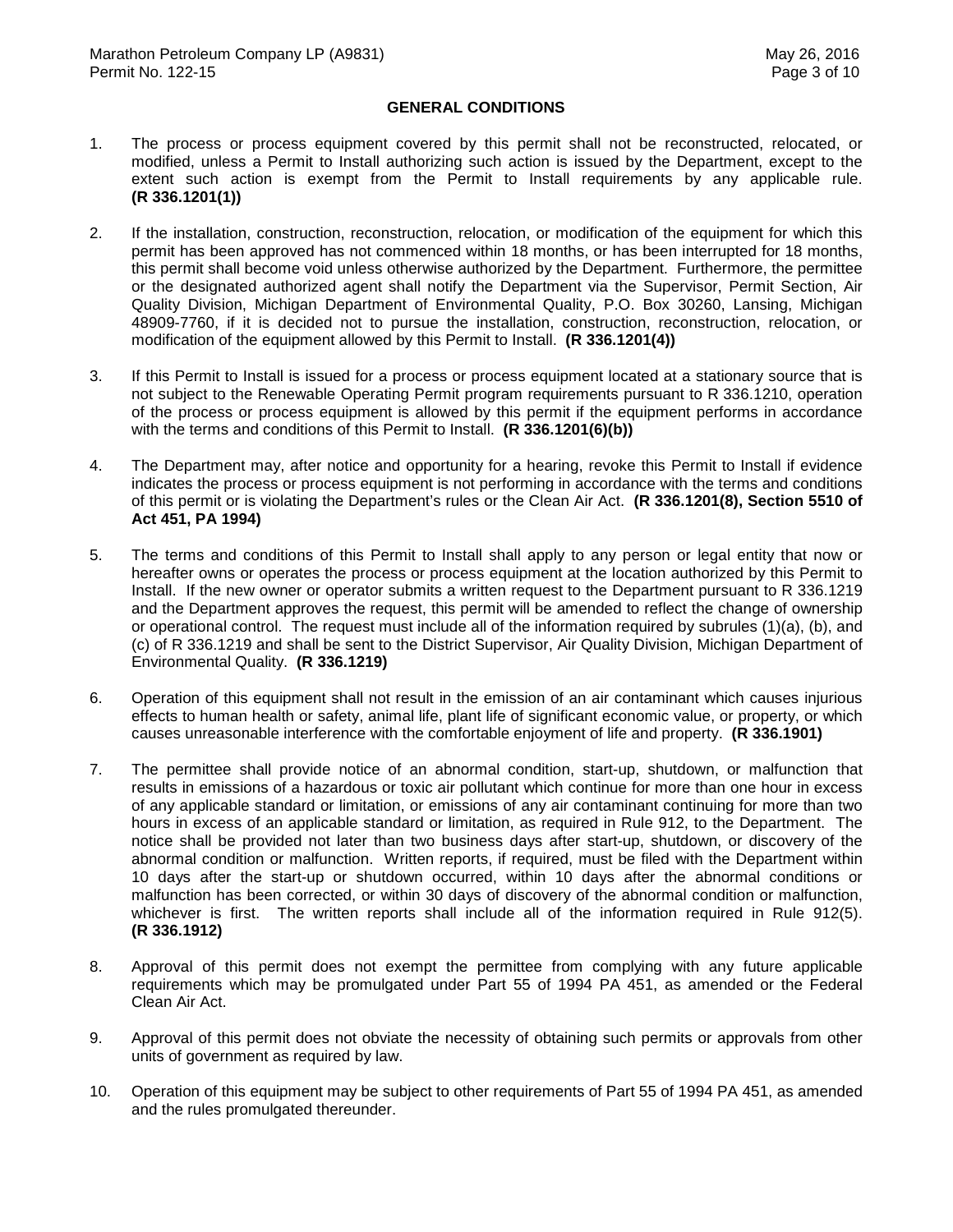## GENERAL CONDITIONS

1. The process or process equipment covered by this permit shall not be reconstructed, relocated, or modified, unless a Permit to Install authorizing such action is issued by the Department, except to the extent such action is exempt from the Permit to Install requirements by any applicable rule. **(R 336.1201(1))**

2. If the installation, construction, reconstruction, relocation, or modification of the equipment for which this permit has been approved has not commenced within 18 months, or has been interrupted for 18 months, this permit shall become void unless otherwise authorized by the Department. Furthermore, the permittee or the designated authorized agent shall notify the Department via the Supervisor, Permit Section, Air Quality Division, Michigan Department of Environmental Quality, P.O. Box 30260, Lansing, Michigan 48909-7760, if it is decided not to pursue the installation, construction, reconstruction, relocation, or modification of the equipment allowed by this Permit to Install. **(R 336.1201(4))**

3. If this Permit to Install is issued for a process or process equipment located at a stationary source that is not subject to the Renewable Operating Permit program requirements pursuant to R 336.1210, operation of the process or process equipment is allowed by this permit if the equipment performs in accordance with the terms and conditions of this Permit to Install. **(R 336.1201(6)(b))**

4. The Department may, after notice and opportunity for a hearing, revoke this Permit to Install if evidence indicates the process or process equipment is not performing in accordance with the terms and conditions of this permit or is violating the Department's rules or the Clean Air Act. **(R 336.1201(8), Section 5510 of Act 451, PA 1994)**

5. The terms and conditions of this Permit to Install shall apply to any person or legal entity that now or hereafter owns or operates the process or process equipment at the location authorized by this Permit to Install. If the new owner or operator submits a written request to the Department pursuant to R 336.1219 and the Department approves the request, this permit will be amended to reflect the change of ownership or operational control. The request must include all of the information required by subrules (1)(a), (b), and (c) of R 336.1219 and shall be sent to the District Supervisor, Air Quality Division, Michigan Department of Environmental Quality. **(R 336.1219)**

6. Operation of this equipment shall not result in the emission of an air contaminant which causes injurious effects to human health or safety, animal life, plant life of significant economic value, or property, or which causes unreasonable interference with the comfortable enjoyment of life and property. **(R 336.1901)**

7. The permittee shall provide notice of an abnormal condition, start-up, shutdown, or malfunction that results in emissions of a hazardous or toxic air pollutant which continue for more than one hour in excess of any applicable standard or limitation, or emissions of any air contaminant continuing for more than two hours in excess of an applicable standard or limitation, as required in Rule 912, to the Department. The notice shall be provided not later than two business days after start-up, shutdown, or discovery of the abnormal condition or malfunction. Written reports, if required, must be filed with the Department within 10 days after the start-up or shutdown occurred, within 10 days after the abnormal conditions or malfunction has been corrected, or within 30 days of discovery of the abnormal condition or malfunction, whichever is first. The written reports shall include all of the information required in Rule 912(5). **(R 336.1912)**

8. Approval of this permit does not exempt the permittee from complying with any future applicable requirements which may be promulgated under Part 55 of 1994 PA 451, as amended or the Federal Clean Air Act.

9. Approval of this permit does not obviate the necessity of obtaining such permits or approvals from other units of government as required by law.

10. Operation of this equipment may be subject to other requirements of Part 55 of 1994 PA 451, as amended and the rules promulgated thereunder.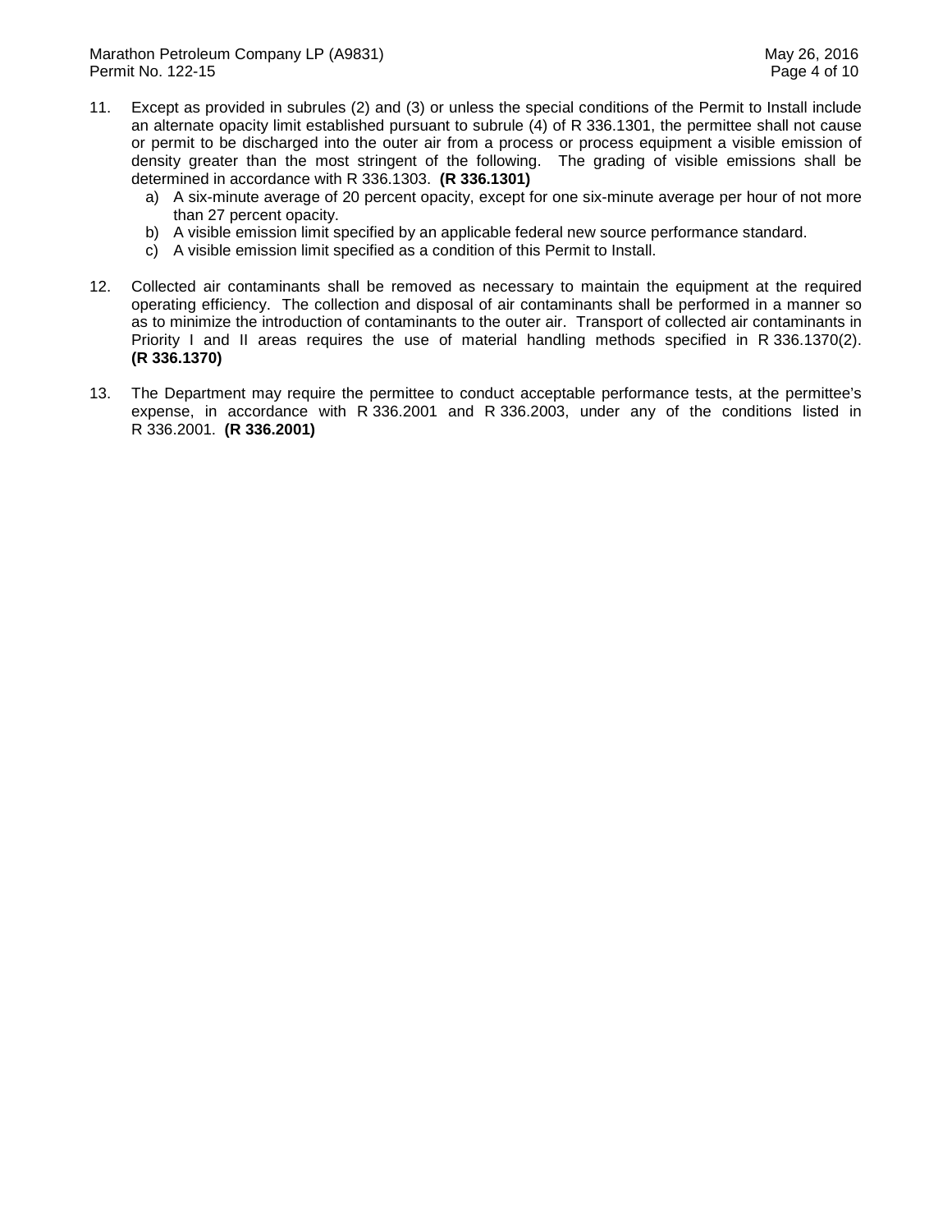11. Except as provided in subrules (2) and (3) or unless the special conditions of the Permit to Install include an alternate opacity limit established pursuant to subrule (4) of R 336.1301, the permittee shall not cause or permit to be discharged into the outer air from a process or process equipment a visible emission of density greater than the most stringent of the following. The grading of visible emissions shall be determined in accordance with R 336.1303. **(R 336.1301)**
    a) A six-minute average of 20 percent opacity, except for one six-minute average per hour of not more than 27 percent opacity.
    b) A visible emission limit specified by an applicable federal new source performance standard.
    c) A visible emission limit specified as a condition of this Permit to Install.

12. Collected air contaminants shall be removed as necessary to maintain the equipment at the required operating efficiency. The collection and disposal of air contaminants shall be performed in a manner so as to minimize the introduction of contaminants to the outer air. Transport of collected air contaminants in Priority I and II areas requires the use of material handling methods specified in R 336.1370(2). **(R 336.1370)**

13. The Department may require the permittee to conduct acceptable performance tests, at the permittee's expense, in accordance with R 336.2001 and R 336.2003, under any of the conditions listed in R 336.2001. **(R 336.2001)**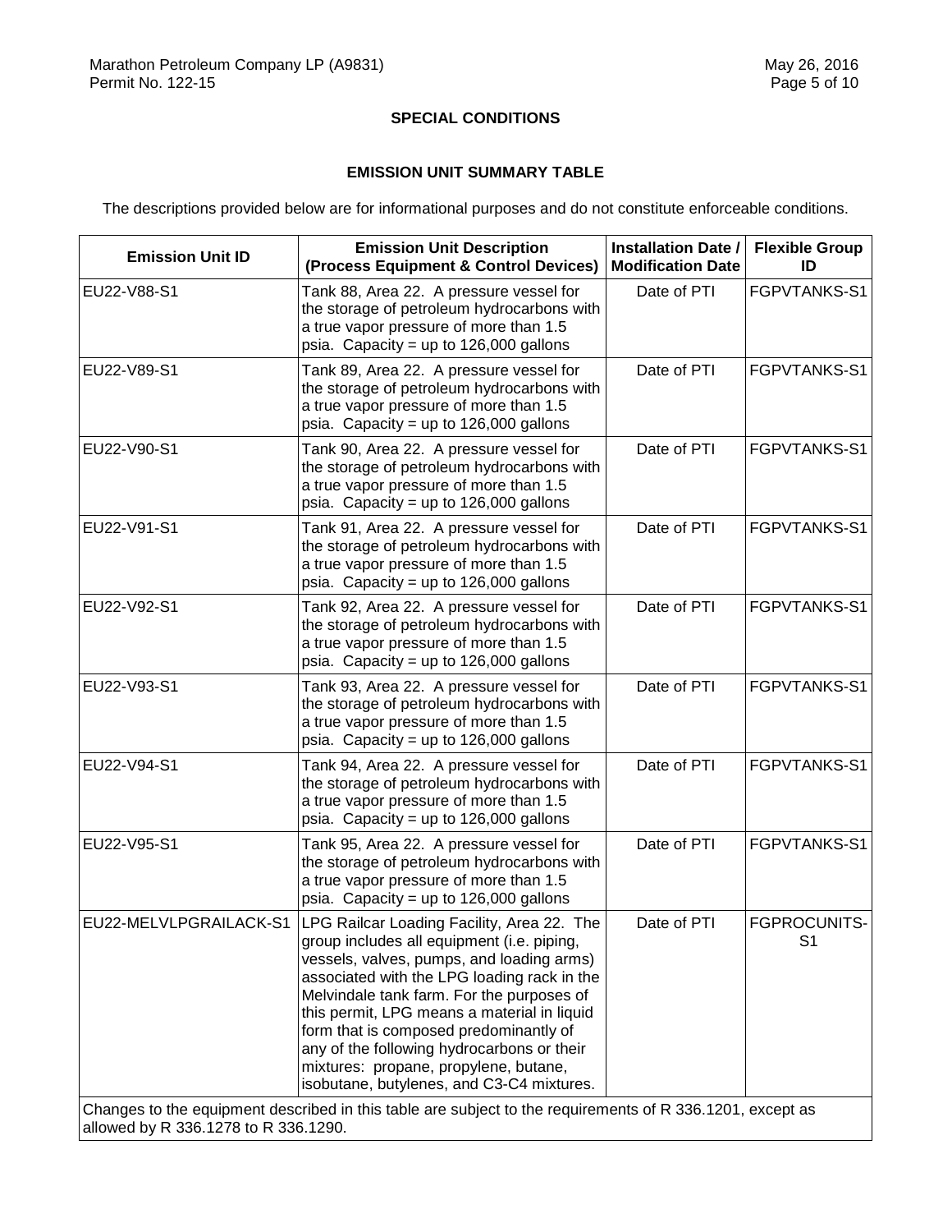## SPECIAL CONDITIONS

### EMISSION UNIT SUMMARY TABLE

The descriptions provided below are for informational purposes and do not constitute enforceable conditions.

| Emission Unit ID | Emission Unit Description (Process Equipment & Control Devices) | Installation Date / Modification Date | Flexible Group ID |
|---|---|---|---|
| EU22-V88-S1 | Tank 88, Area 22. A pressure vessel for the storage of petroleum hydrocarbons with a true vapor pressure of more than 1.5 psia. Capacity = up to 126,000 gallons | Date of PTI | FGPVTANKS-S1 |
| EU22-V89-S1 | Tank 89, Area 22. A pressure vessel for the storage of petroleum hydrocarbons with a true vapor pressure of more than 1.5 psia. Capacity = up to 126,000 gallons | Date of PTI | FGPVTANKS-S1 |
| EU22-V90-S1 | Tank 90, Area 22. A pressure vessel for the storage of petroleum hydrocarbons with a true vapor pressure of more than 1.5 psia. Capacity = up to 126,000 gallons | Date of PTI | FGPVTANKS-S1 |
| EU22-V91-S1 | Tank 91, Area 22. A pressure vessel for the storage of petroleum hydrocarbons with a true vapor pressure of more than 1.5 psia. Capacity = up to 126,000 gallons | Date of PTI | FGPVTANKS-S1 |
| EU22-V92-S1 | Tank 92, Area 22. A pressure vessel for the storage of petroleum hydrocarbons with a true vapor pressure of more than 1.5 psia. Capacity = up to 126,000 gallons | Date of PTI | FGPVTANKS-S1 |
| EU22-V93-S1 | Tank 93, Area 22. A pressure vessel for the storage of petroleum hydrocarbons with a true vapor pressure of more than 1.5 psia. Capacity = up to 126,000 gallons | Date of PTI | FGPVTANKS-S1 |
| EU22-V94-S1 | Tank 94, Area 22. A pressure vessel for the storage of petroleum hydrocarbons with a true vapor pressure of more than 1.5 psia. Capacity = up to 126,000 gallons | Date of PTI | FGPVTANKS-S1 |
| EU22-V95-S1 | Tank 95, Area 22. A pressure vessel for the storage of petroleum hydrocarbons with a true vapor pressure of more than 1.5 psia. Capacity = up to 126,000 gallons | Date of PTI | FGPVTANKS-S1 |
| EU22-MELVLPGRAILACK-S1 | LPG Railcar Loading Facility, Area 22. The group includes all equipment (i.e. piping, vessels, valves, pumps, and loading arms) associated with the LPG loading rack in the Melvindale tank farm. For the purposes of this permit, LPG means a material in liquid form that is composed predominantly of any of the following hydrocarbons or their mixtures: propane, propylene, butane, isobutane, butylenes, and C3-C4 mixtures. | Date of PTI | FGPROCUNITS-S1 |
| Changes to the equipment described in this table are subject to the requirements of R 336.1201, except as allowed by R 336.1278 to R 336.1290. | | | |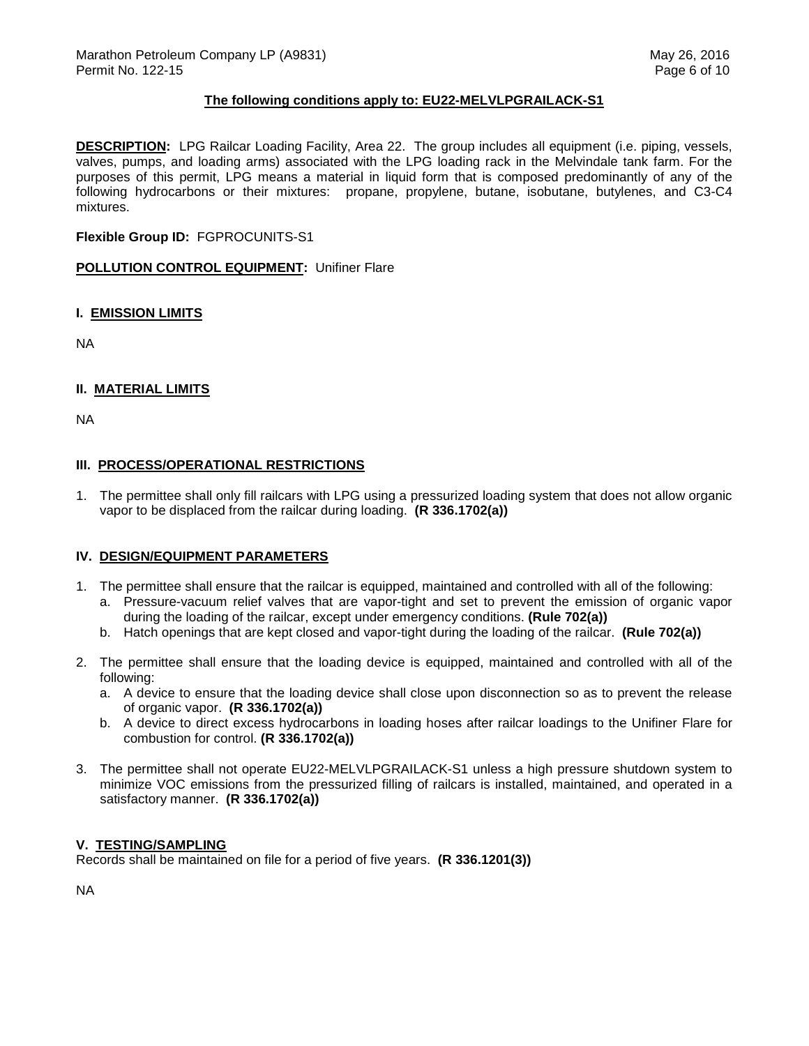**The following conditions apply to: EU22-MELVLPGRAILACK-S1**

**DESCRIPTION:** LPG Railcar Loading Facility, Area 22. The group includes all equipment (i.e. piping, vessels, valves, pumps, and loading arms) associated with the LPG loading rack in the Melvindale tank farm. For the purposes of this permit, LPG means a material in liquid form that is composed predominantly of any of the following hydrocarbons or their mixtures: propane, propylene, butane, isobutane, butylenes, and C3-C4 mixtures.

**Flexible Group ID:** FGPROCUNITS-S1

**POLLUTION CONTROL EQUIPMENT:** Unifiner Flare

## I. EMISSION LIMITS

NA

## II. MATERIAL LIMITS

NA

## III. PROCESS/OPERATIONAL RESTRICTIONS

1. The permittee shall only fill railcars with LPG using a pressurized loading system that does not allow organic vapor to be displaced from the railcar during loading. **(R 336.1702(a))**

## IV. DESIGN/EQUIPMENT PARAMETERS

1. The permittee shall ensure that the railcar is equipped, maintained and controlled with all of the following:
   a. Pressure-vacuum relief valves that are vapor-tight and set to prevent the emission of organic vapor during the loading of the railcar, except under emergency conditions. **(Rule 702(a))**
   b. Hatch openings that are kept closed and vapor-tight during the loading of the railcar. **(Rule 702(a))**

2. The permittee shall ensure that the loading device is equipped, maintained and controlled with all of the following:
   a. A device to ensure that the loading device shall close upon disconnection so as to prevent the release of organic vapor. **(R 336.1702(a))**
   b. A device to direct excess hydrocarbons in loading hoses after railcar loadings to the Unifiner Flare for combustion for control. **(R 336.1702(a))**

3. The permittee shall not operate EU22-MELVLPGRAILACK-S1 unless a high pressure shutdown system to minimize VOC emissions from the pressurized filling of railcars is installed, maintained, and operated in a satisfactory manner. **(R 336.1702(a))**

## V. TESTING/SAMPLING

Records shall be maintained on file for a period of five years. **(R 336.1201(3))**

NA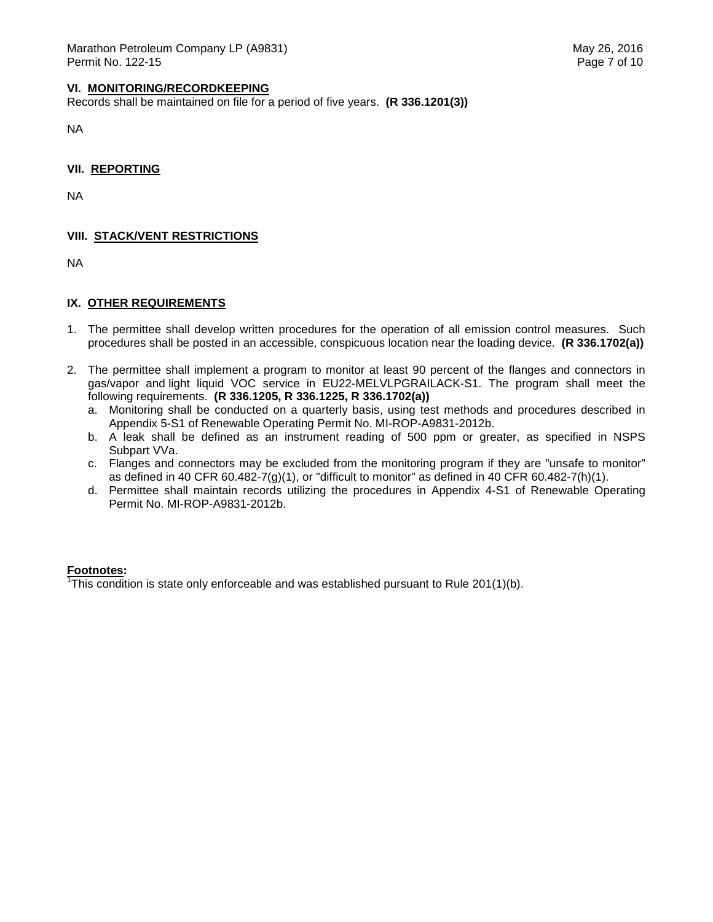### VI. MONITORING/RECORDKEEPING

Records shall be maintained on file for a period of five years. **(R 336.1201(3))**

NA

### VII. REPORTING

NA

### VIII. STACK/VENT RESTRICTIONS

NA

### IX. OTHER REQUIREMENTS

1. The permittee shall develop written procedures for the operation of all emission control measures. Such procedures shall be posted in an accessible, conspicuous location near the loading device. **(R 336.1702(a))**

2. The permittee shall implement a program to monitor at least 90 percent of the flanges and connectors in gas/vapor and light liquid VOC service in EU22-MELVLPGRAILACK-S1. The program shall meet the following requirements. **(R 336.1205, R 336.1225, R 336.1702(a))**
   a. Monitoring shall be conducted on a quarterly basis, using test methods and procedures described in Appendix 5-S1 of Renewable Operating Permit No. MI-ROP-A9831-2012b.
   b. A leak shall be defined as an instrument reading of 500 ppm or greater, as specified in NSPS Subpart VVa.
   c. Flanges and connectors may be excluded from the monitoring program if they are "unsafe to monitor" as defined in 40 CFR 60.482-7(g)(1), or "difficult to monitor" as defined in 40 CFR 60.482-7(h)(1).
   d. Permittee shall maintain records utilizing the procedures in Appendix 4-S1 of Renewable Operating Permit No. MI-ROP-A9831-2012b.

**Footnotes:**

[1]This condition is state only enforceable and was established pursuant to Rule 201(1)(b).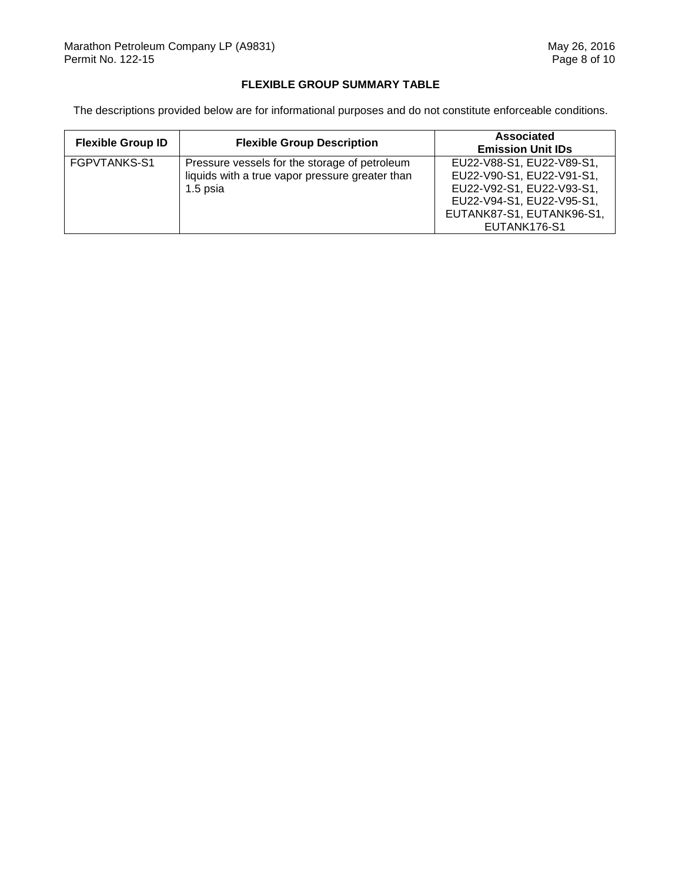**FLEXIBLE GROUP SUMMARY TABLE**

The descriptions provided below are for informational purposes and do not constitute enforceable conditions.

| Flexible Group ID | Flexible Group Description | Associated Emission Unit IDs |
|---|---|---|
| FGPVTANKS-S1 | Pressure vessels for the storage of petroleum liquids with a true vapor pressure greater than 1.5 psia | EU22-V88-S1, EU22-V89-S1, EU22-V90-S1, EU22-V91-S1, EU22-V92-S1, EU22-V93-S1, EU22-V94-S1, EU22-V95-S1, EUTANK87-S1, EUTANK96-S1, EUTANK176-S1 |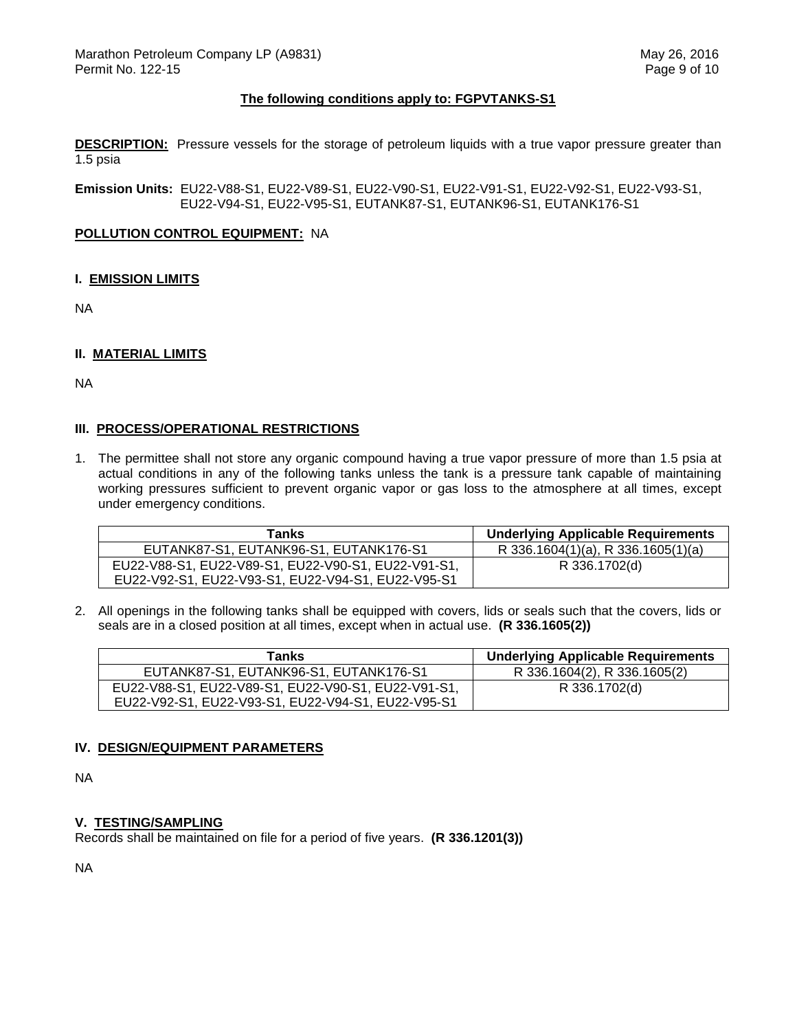**The following conditions apply to: FGPVTANKS-S1**

**DESCRIPTION:** Pressure vessels for the storage of petroleum liquids with a true vapor pressure greater than 1.5 psia

**Emission Units:** EU22-V88-S1, EU22-V89-S1, EU22-V90-S1, EU22-V91-S1, EU22-V92-S1, EU22-V93-S1, EU22-V94-S1, EU22-V95-S1, EUTANK87-S1, EUTANK96-S1, EUTANK176-S1

**POLLUTION CONTROL EQUIPMENT:** NA

## I. EMISSION LIMITS

NA

## II. MATERIAL LIMITS

NA

## III. PROCESS/OPERATIONAL RESTRICTIONS

1. The permittee shall not store any organic compound having a true vapor pressure of more than 1.5 psia at actual conditions in any of the following tanks unless the tank is a pressure tank capable of maintaining working pressures sufficient to prevent organic vapor or gas loss to the atmosphere at all times, except under emergency conditions.

| Tanks | Underlying Applicable Requirements |
|---|---|
| EUTANK87-S1, EUTANK96-S1, EUTANK176-S1 | R 336.1604(1)(a), R 336.1605(1)(a) |
| EU22-V88-S1, EU22-V89-S1, EU22-V90-S1, EU22-V91-S1, EU22-V92-S1, EU22-V93-S1, EU22-V94-S1, EU22-V95-S1 | R 336.1702(d) |

2. All openings in the following tanks shall be equipped with covers, lids or seals such that the covers, lids or seals are in a closed position at all times, except when in actual use. **(R 336.1605(2))**

| Tanks | Underlying Applicable Requirements |
|---|---|
| EUTANK87-S1, EUTANK96-S1, EUTANK176-S1 | R 336.1604(2), R 336.1605(2) |
| EU22-V88-S1, EU22-V89-S1, EU22-V90-S1, EU22-V91-S1, EU22-V92-S1, EU22-V93-S1, EU22-V94-S1, EU22-V95-S1 | R 336.1702(d) |

## IV. DESIGN/EQUIPMENT PARAMETERS

NA

## V. TESTING/SAMPLING

Records shall be maintained on file for a period of five years. **(R 336.1201(3))**

NA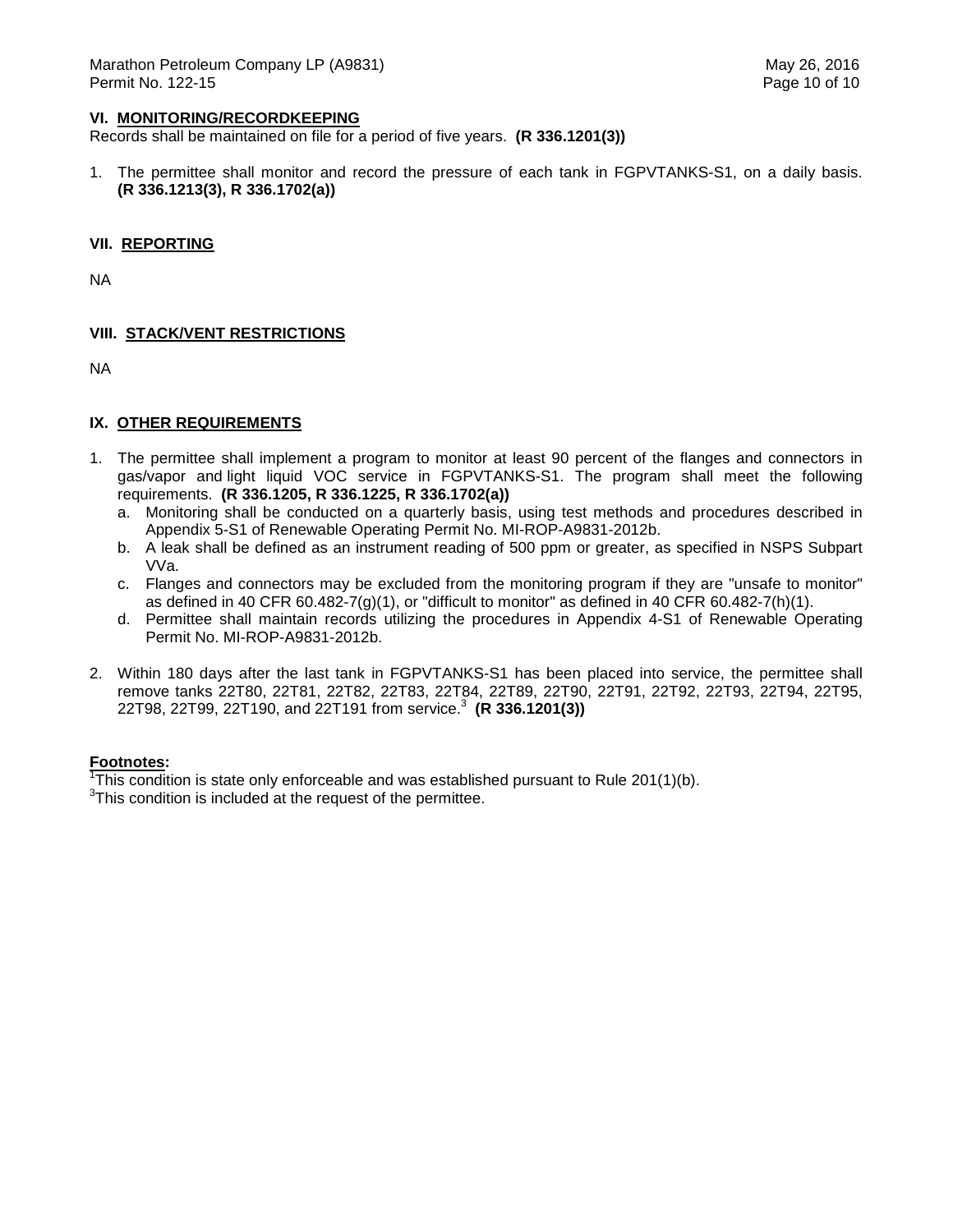## VI. MONITORING/RECORDKEEPING

Records shall be maintained on file for a period of five years. **(R 336.1201(3))**

1. The permittee shall monitor and record the pressure of each tank in FGPVTANKS-S1, on a daily basis. **(R 336.1213(3), R 336.1702(a))**

## VII. REPORTING

NA

## VIII. STACK/VENT RESTRICTIONS

NA

## IX. OTHER REQUIREMENTS

1. The permittee shall implement a program to monitor at least 90 percent of the flanges and connectors in gas/vapor and light liquid VOC service in FGPVTANKS-S1. The program shall meet the following requirements. **(R 336.1205, R 336.1225, R 336.1702(a))**
   a. Monitoring shall be conducted on a quarterly basis, using test methods and procedures described in Appendix 5-S1 of Renewable Operating Permit No. MI-ROP-A9831-2012b.
   b. A leak shall be defined as an instrument reading of 500 ppm or greater, as specified in NSPS Subpart VVa.
   c. Flanges and connectors may be excluded from the monitoring program if they are "unsafe to monitor" as defined in 40 CFR 60.482-7(g)(1), or "difficult to monitor" as defined in 40 CFR 60.482-7(h)(1).
   d. Permittee shall maintain records utilizing the procedures in Appendix 4-S1 of Renewable Operating Permit No. MI-ROP-A9831-2012b.

2. Within 180 days after the last tank in FGPVTANKS-S1 has been placed into service, the permittee shall remove tanks 22T80, 22T81, 22T82, 22T83, 22T84, 22T89, 22T90, 22T91, 22T92, 22T93, 22T94, 22T95, 22T98, 22T99, 22T190, and 22T191 from service.[3] **(R 336.1201(3))**

**Footnotes:**

[1]This condition is state only enforceable and was established pursuant to Rule 201(1)(b).

[3]This condition is included at the request of the permittee.